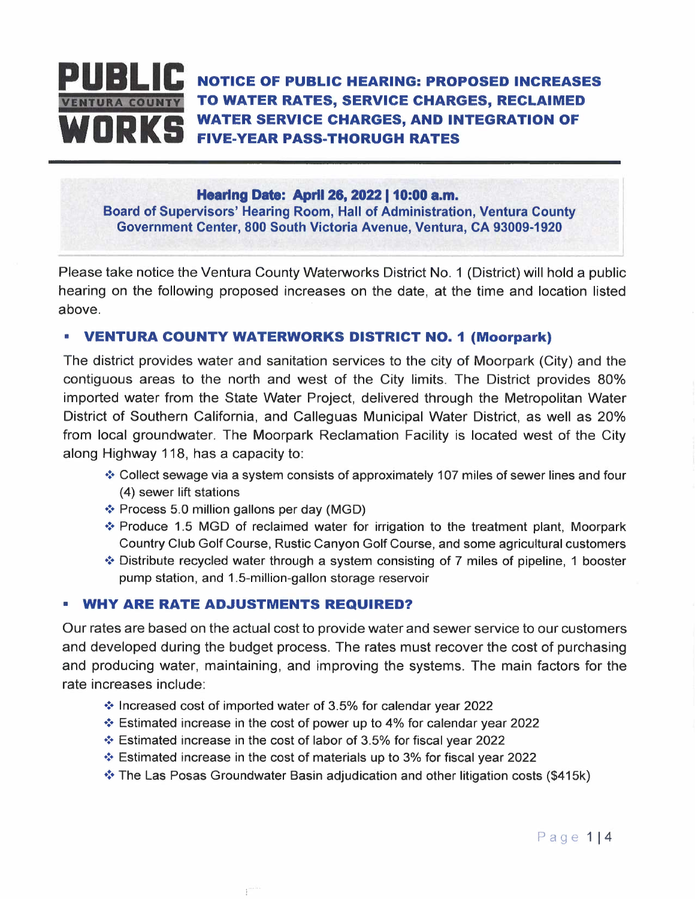# PUBLIC WORKS
VENTURA COUNTY

## NOTICE OF PUBLIC HEARING: PROPOSED INCREASES TO WATER RATES, SERVICE CHARGES, RECLAIMED WATER SERVICE CHARGES, AND INTEGRATION OF FIVE-YEAR PASS-THORUGH RATES

**Hearing Date: April 26, 2022 | 10:00 a.m.**
**Board of Supervisors' Hearing Room, Hall of Administration, Ventura County Government Center, 800 South Victoria Avenue, Ventura, CA 93009-1920**

Please take notice the Ventura County Waterworks District No. 1 (District) will hold a public hearing on the following proposed increases on the date, at the time and location listed above.

### VENTURA COUNTY WATERWORKS DISTRICT NO. 1 (Moorpark)

The district provides water and sanitation services to the city of Moorpark (City) and the contiguous areas to the north and west of the City limits. The District provides 80% imported water from the State Water Project, delivered through the Metropolitan Water District of Southern California, and Calleguas Municipal Water District, as well as 20% from local groundwater. The Moorpark Reclamation Facility is located west of the City along Highway 118, has a capacity to:

- Collect sewage via a system consists of approximately 107 miles of sewer lines and four (4) sewer lift stations
- Process 5.0 million gallons per day (MGD)
- Produce 1.5 MGD of reclaimed water for irrigation to the treatment plant, Moorpark Country Club Golf Course, Rustic Canyon Golf Course, and some agricultural customers
- Distribute recycled water through a system consisting of 7 miles of pipeline, 1 booster pump station, and 1.5-million-gallon storage reservoir

### WHY ARE RATE ADJUSTMENTS REQUIRED?

Our rates are based on the actual cost to provide water and sewer service to our customers and developed during the budget process. The rates must recover the cost of purchasing and producing water, maintaining, and improving the systems. The main factors for the rate increases include:

- Increased cost of imported water of 3.5% for calendar year 2022
- Estimated increase in the cost of power up to 4% for calendar year 2022
- Estimated increase in the cost of labor of 3.5% for fiscal year 2022
- Estimated increase in the cost of materials up to 3% for fiscal year 2022
- The Las Posas Groundwater Basin adjudication and other litigation costs ($415k)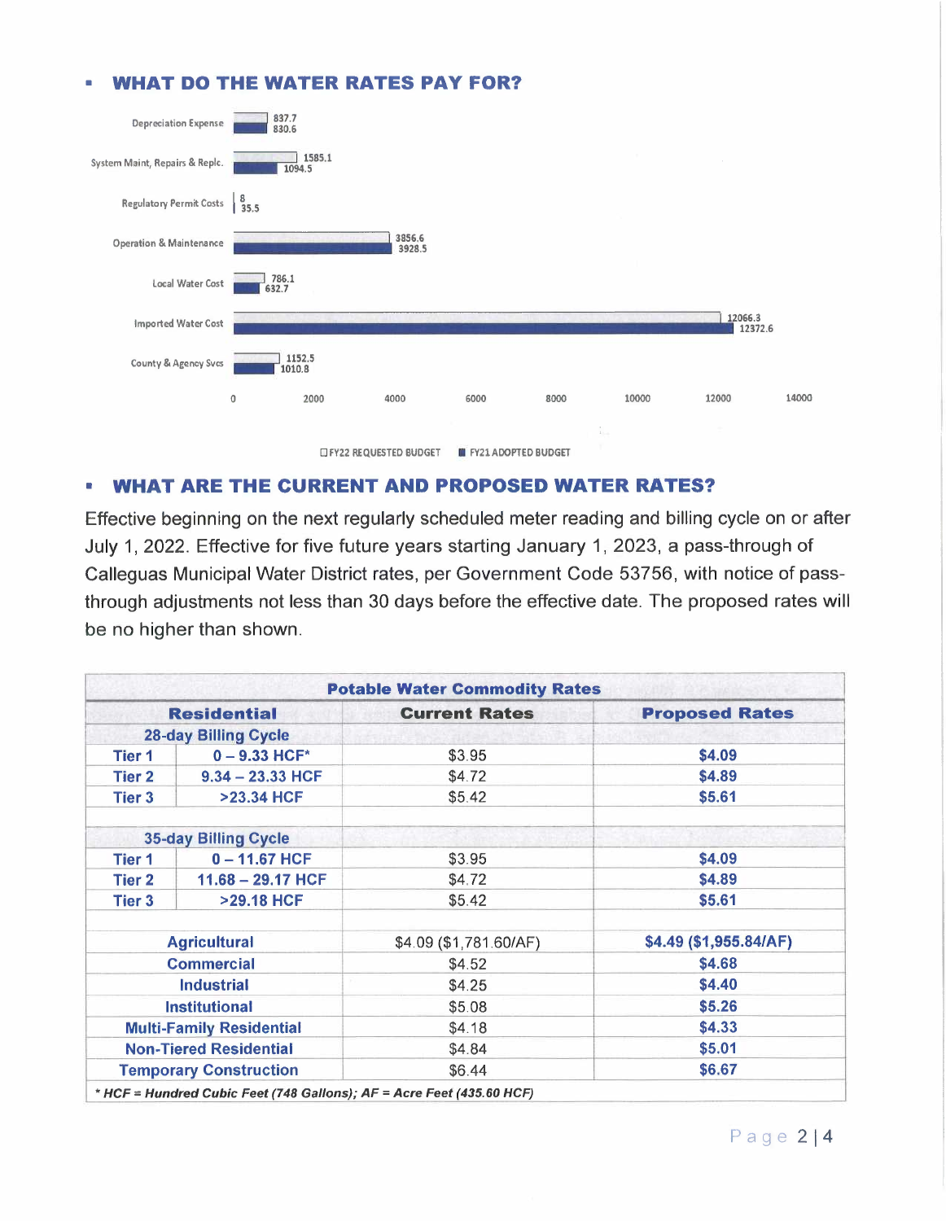## ▪ WHAT DO THE WATER RATES PAY FOR?

| Category | FY22 REQUESTED BUDGET | FY21 ADOPTED BUDGET |
|---|---|---|
| Depreciation Expense | 837.7 | 830.6 |
| System Maint, Repairs & Replc. | 1585.1 | 1094.5 |
| Regulatory Permit Costs | 8 | 35.5 |
| Operation & Maintenance | 3856.6 | 3928.5 |
| Local Water Cost | 786.1 | 632.7 |
| Imported Water Cost | 12066.3 | 12372.6 |
| County & Agency Svcs | 1152.5 | 1010.8 |

## ▪ WHAT ARE THE CURRENT AND PROPOSED WATER RATES?

Effective beginning on the next regularly scheduled meter reading and billing cycle on or after July 1, 2022. Effective for five future years starting January 1, 2023, a pass-through of Calleguas Municipal Water District rates, per Government Code 53756, with notice of pass-through adjustments not less than 30 days before the effective date. The proposed rates will be no higher than shown.

| **Potable Water Commodity Rates** | | | |
|---|---|---|---|
| **Residential** | | **Current Rates** | **Proposed Rates** |
| **28-day Billing Cycle** | | | |
| **Tier 1** | **0 – 9.33 HCF*** | $3.95 | **$4.09** |
| **Tier 2** | **9.34 – 23.33 HCF** | $4.72 | **$4.89** |
| **Tier 3** | **>23.34 HCF** | $5.42 | **$5.61** |
| | | | |
| **35-day Billing Cycle** | | | |
| **Tier 1** | **0 – 11.67 HCF** | $3.95 | **$4.09** |
| **Tier 2** | **11.68 – 29.17 HCF** | $4.72 | **$4.89** |
| **Tier 3** | **>29.18 HCF** | $5.42 | **$5.61** |
| | | | |
| **Agricultural** | | $4.09 ($1,781.60/AF) | **$4.49 ($1,955.84/AF)** |
| **Commercial** | | $4.52 | **$4.68** |
| **Industrial** | | $4.25 | **$4.40** |
| **Institutional** | | $5.08 | **$5.26** |
| **Multi-Family Residential** | | $4.18 | **$4.33** |
| **Non-Tiered Residential** | | $4.84 | **$5.01** |
| **Temporary Construction** | | $6.44 | **$6.67** |

***\* HCF = Hundred Cubic Feet (748 Gallons); AF = Acre Feet (435.60 HCF)***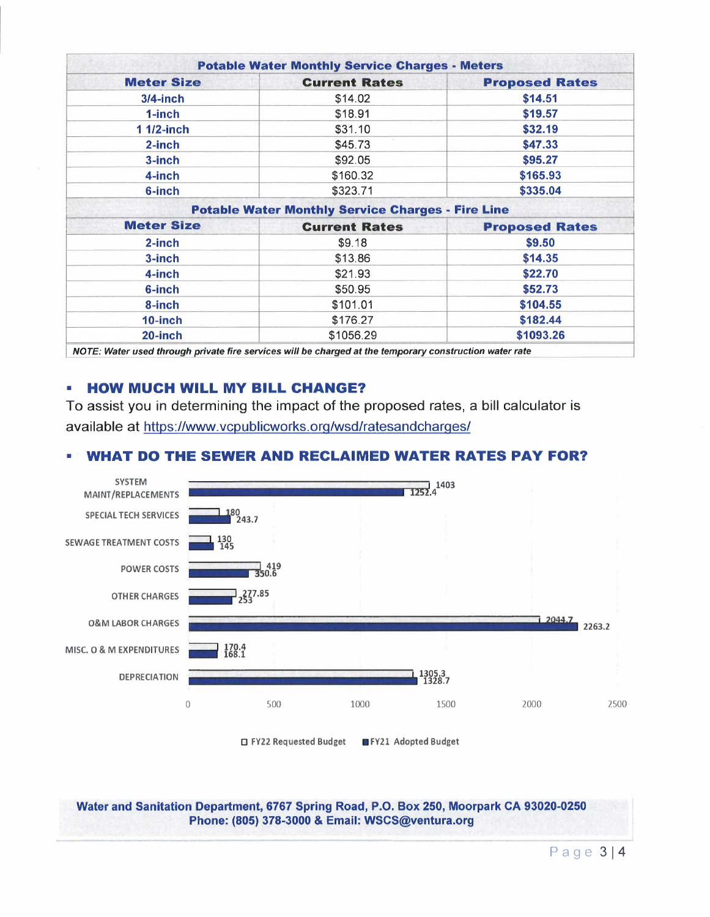| Potable Water Monthly Service Charges - Meters | | |
|---|---|---|
| **Meter Size** | **Current Rates** | **Proposed Rates** |
| 3/4-inch | $14.02 | **$14.51** |
| 1-inch | $18.91 | **$19.57** |
| 1 1/2-inch | $31.10 | **$32.19** |
| 2-inch | $45.73 | **$47.33** |
| 3-inch | $92.05 | **$95.27** |
| 4-inch | $160.32 | **$165.93** |
| 6-inch | $323.71 | **$335.04** |
| **Potable Water Monthly Service Charges - Fire Line** | | |
| **Meter Size** | **Current Rates** | **Proposed Rates** |
| 2-inch | $9.18 | **$9.50** |
| 3-inch | $13.86 | **$14.35** |
| 4-inch | $21.93 | **$22.70** |
| 6-inch | $50.95 | **$52.73** |
| 8-inch | $101.01 | **$104.55** |
| 10-inch | $176.27 | **$182.44** |
| 20-inch | $1056.29 | **$1093.26** |

*NOTE: Water used through private fire services will be charged at the temporary construction water rate*

## ▪ HOW MUCH WILL MY BILL CHANGE?

To assist you in determining the impact of the proposed rates, a bill calculator is available at https://www.vcpublicworks.org/wsd/ratesandcharges/

## ▪ WHAT DO THE SEWER AND RECLAIMED WATER RATES PAY FOR?

| Category | FY22 Requested Budget | FY21 Adopted Budget |
|---|---|---|
| SYSTEM MAINT/REPLACEMENTS | 1403 | 1252.4 |
| SPECIAL TECH SERVICES | 180 | 243.7 |
| SEWAGE TREATMENT COSTS | 130 | 145 |
| POWER COSTS | 419 | 350.6 |
| OTHER CHARGES | 277.85 | 253 |
| O&M LABOR CHARGES | 2044.7 | 2263.2 |
| MISC. O & M EXPENDITURES | 170.4 | 168.1 |
| DEPRECIATION | 1305.3 | 1328.7 |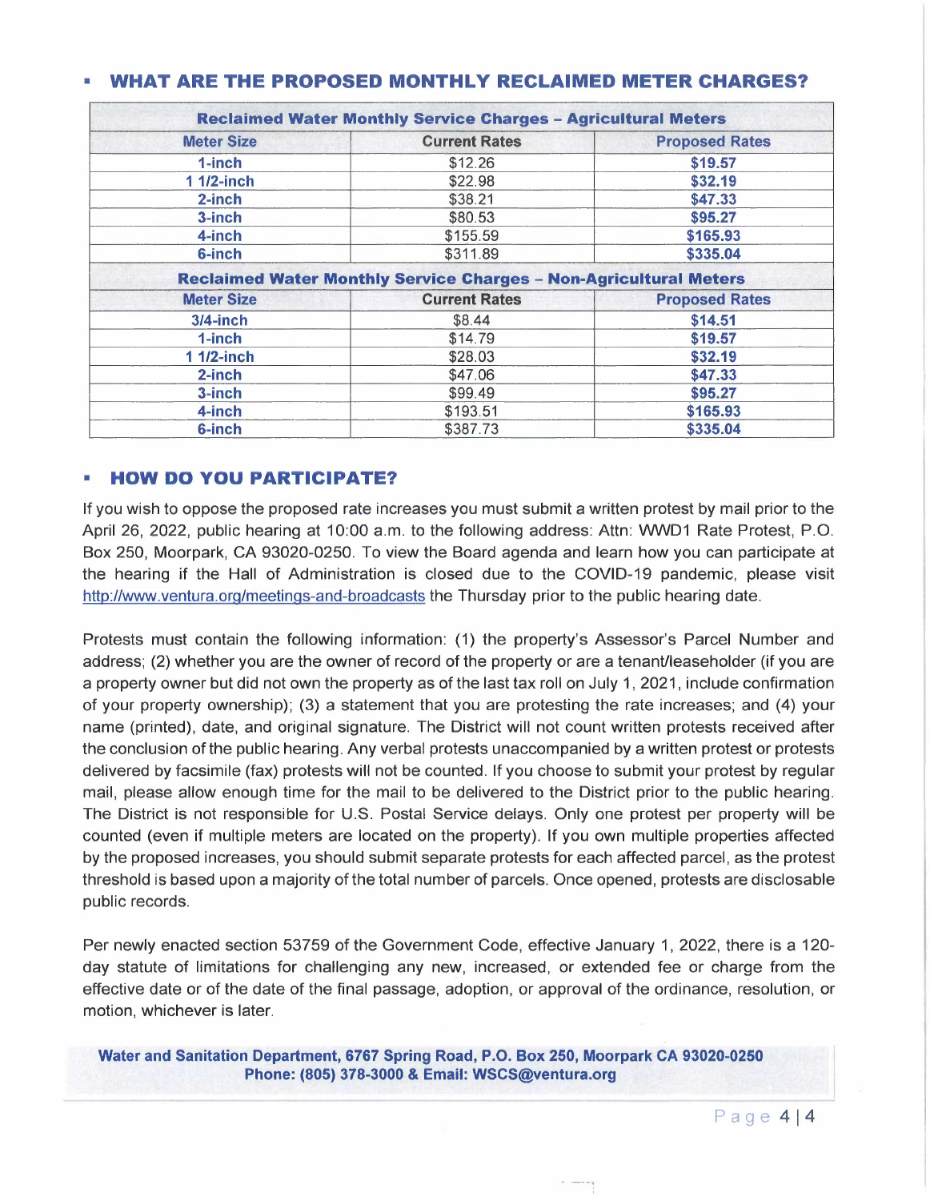## WHAT ARE THE PROPOSED MONTHLY RECLAIMED METER CHARGES?

| Reclaimed Water Monthly Service Charges – Agricultural Meters | | |
|---|---|---|
| **Meter Size** | **Current Rates** | **Proposed Rates** |
| **1-inch** | $12.26 | **$19.57** |
| **1 1/2-inch** | $22.98 | **$32.19** |
| **2-inch** | $38.21 | **$47.33** |
| **3-inch** | $80.53 | **$95.27** |
| **4-inch** | $155.59 | **$165.93** |
| **6-inch** | $311.89 | **$335.04** |
| **Reclaimed Water Monthly Service Charges – Non-Agricultural Meters** | | |
| **Meter Size** | **Current Rates** | **Proposed Rates** |
| **3/4-inch** | $8.44 | **$14.51** |
| **1-inch** | $14.79 | **$19.57** |
| **1 1/2-inch** | $28.03 | **$32.19** |
| **2-inch** | $47.06 | **$47.33** |
| **3-inch** | $99.49 | **$95.27** |
| **4-inch** | $193.51 | **$165.93** |
| **6-inch** | $387.73 | **$335.04** |

## HOW DO YOU PARTICIPATE?

If you wish to oppose the proposed rate increases you must submit a written protest by mail prior to the April 26, 2022, public hearing at 10:00 a.m. to the following address: Attn: WWD1 Rate Protest, P.O. Box 250, Moorpark, CA 93020-0250. To view the Board agenda and learn how you can participate at the hearing if the Hall of Administration is closed due to the COVID-19 pandemic, please visit http://www.ventura.org/meetings-and-broadcasts the Thursday prior to the public hearing date.

Protests must contain the following information: (1) the property's Assessor's Parcel Number and address; (2) whether you are the owner of record of the property or are a tenant/leaseholder (if you are a property owner but did not own the property as of the last tax roll on July 1, 2021, include confirmation of your property ownership); (3) a statement that you are protesting the rate increases; and (4) your name (printed), date, and original signature. The District will not count written protests received after the conclusion of the public hearing. Any verbal protests unaccompanied by a written protest or protests delivered by facsimile (fax) protests will not be counted. If you choose to submit your protest by regular mail, please allow enough time for the mail to be delivered to the District prior to the public hearing. The District is not responsible for U.S. Postal Service delays. Only one protest per property will be counted (even if multiple meters are located on the property). If you own multiple properties affected by the proposed increases, you should submit separate protests for each affected parcel, as the protest threshold is based upon a majority of the total number of parcels. Once opened, protests are disclosable public records.

Per newly enacted section 53759 of the Government Code, effective January 1, 2022, there is a 120-day statute of limitations for challenging any new, increased, or extended fee or charge from the effective date or of the date of the final passage, adoption, or approval of the ordinance, resolution, or motion, whichever is later.

**Water and Sanitation Department, 6767 Spring Road, P.O. Box 250, Moorpark CA 93020-0250**
**Phone: (805) 378-3000 & Email: WSCS@ventura.org**